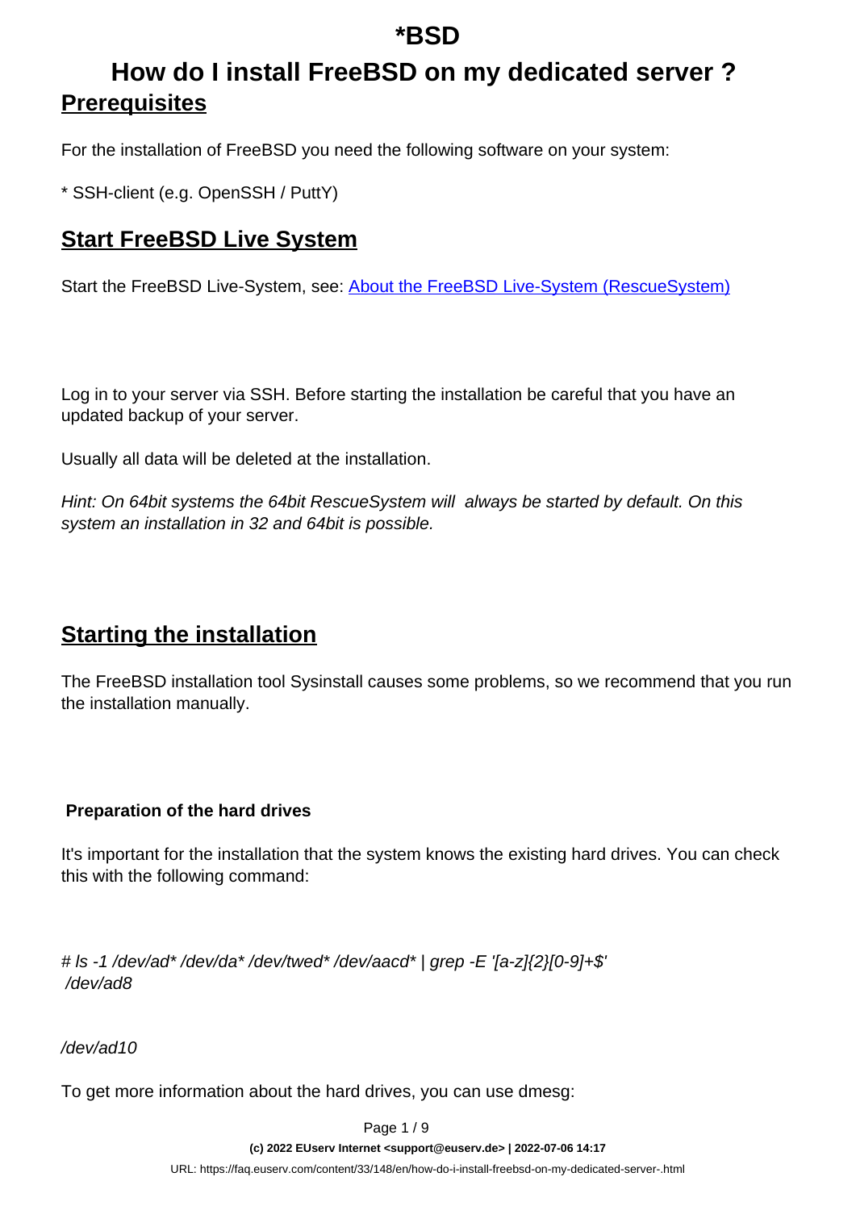# *BSD

# How do I install FreeBSD on my dedicated server ?

## Prerequisites

For the installation of FreeBSD you need the following software on your system:

* SSH-client (e.g. OpenSSH / PuttY)

## Start FreeBSD Live System

Start the FreeBSD Live-System, see: [About the FreeBSD Live-System (RescueSystem)]()

Log in to your server via SSH. Before starting the installation be careful that you have an updated backup of your server.

Usually all data will be deleted at the installation.

*Hint: On 64bit systems the 64bit RescueSystem will always be started by default. On this system an installation in 32 and 64bit is possible.*

## Starting the installation

The FreeBSD installation tool Sysinstall causes some problems, so we recommend that you run the installation manually.

**Preparation of the hard drives**

It's important for the installation that the system knows the existing hard drives. You can check this with the following command:

*# ls -1 /dev/ad* /dev/da* /dev/twed* /dev/aacd* | grep -E '[a-z]{2}[0-9]+$'*
*/dev/ad8*

*/dev/ad10*

To get more information about the hard drives, you can use dmesg: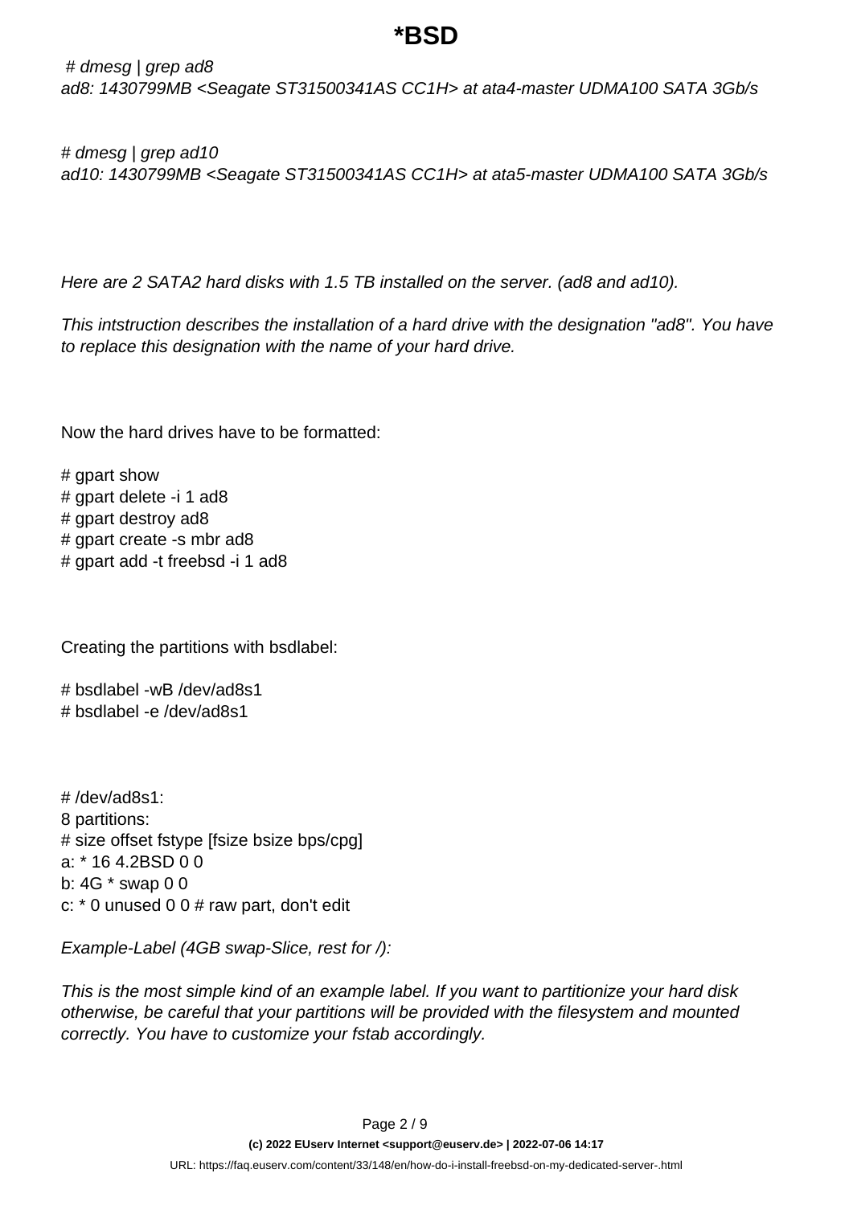*# dmesg | grep ad8*
*ad8: 1430799MB <Seagate ST31500341AS CC1H> at ata4-master UDMA100 SATA 3Gb/s*

*# dmesg | grep ad10*
*ad10: 1430799MB <Seagate ST31500341AS CC1H> at ata5-master UDMA100 SATA 3Gb/s*

*Here are 2 SATA2 hard disks with 1.5 TB installed on the server. (ad8 and ad10).*

*This intstruction describes the installation of a hard drive with the designation "ad8". You have to replace this designation with the name of your hard drive.*

Now the hard drives have to be formatted:

```
# gpart show
# gpart delete -i 1 ad8
# gpart destroy ad8
# gpart create -s mbr ad8
# gpart add -t freebsd -i 1 ad8
```

Creating the partitions with bsdlabel:

```
# bsdlabel -wB /dev/ad8s1
# bsdlabel -e /dev/ad8s1
```

```
# /dev/ad8s1:
8 partitions:
# size offset fstype [fsize bsize bps/cpg]
a: * 16 4.2BSD 0 0
b: 4G * swap 0 0
c: * 0 unused 0 0 # raw part, don't edit
```

*Example-Label (4GB swap-Slice, rest for /):*

*This is the most simple kind of an example label. If you want to partitionize your hard disk otherwise, be careful that your partitions will be provided with the filesystem and mounted correctly. You have to customize your fstab accordingly.*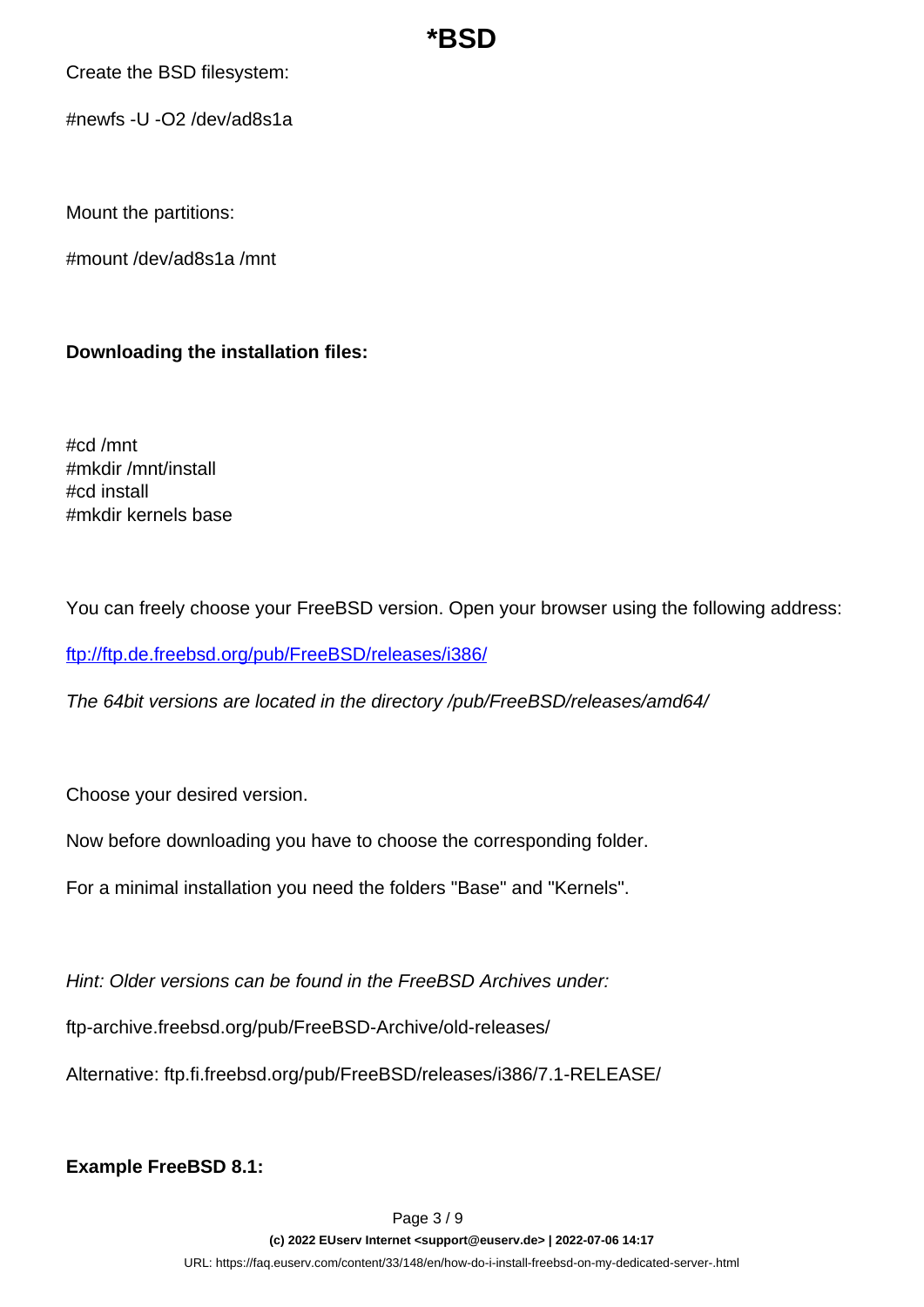Create the BSD filesystem:

#newfs -U -O2 /dev/ad8s1a

Mount the partitions:

#mount /dev/ad8s1a /mnt

**Downloading the installation files:**

#cd /mnt
#mkdir /mnt/install
#cd install
#mkdir kernels base

You can freely choose your FreeBSD version. Open your browser using the following address:

[ftp://ftp.de.freebsd.org/pub/FreeBSD/releases/i386/](ftp://ftp.de.freebsd.org/pub/FreeBSD/releases/i386/)

*The 64bit versions are located in the directory /pub/FreeBSD/releases/amd64/*

Choose your desired version.

Now before downloading you have to choose the corresponding folder.

For a minimal installation you need the folders "Base" and "Kernels".

*Hint: Older versions can be found in the FreeBSD Archives under:*

ftp-archive.freebsd.org/pub/FreeBSD-Archive/old-releases/

Alternative: ftp.fi.freebsd.org/pub/FreeBSD/releases/i386/7.1-RELEASE/

**Example FreeBSD 8.1:**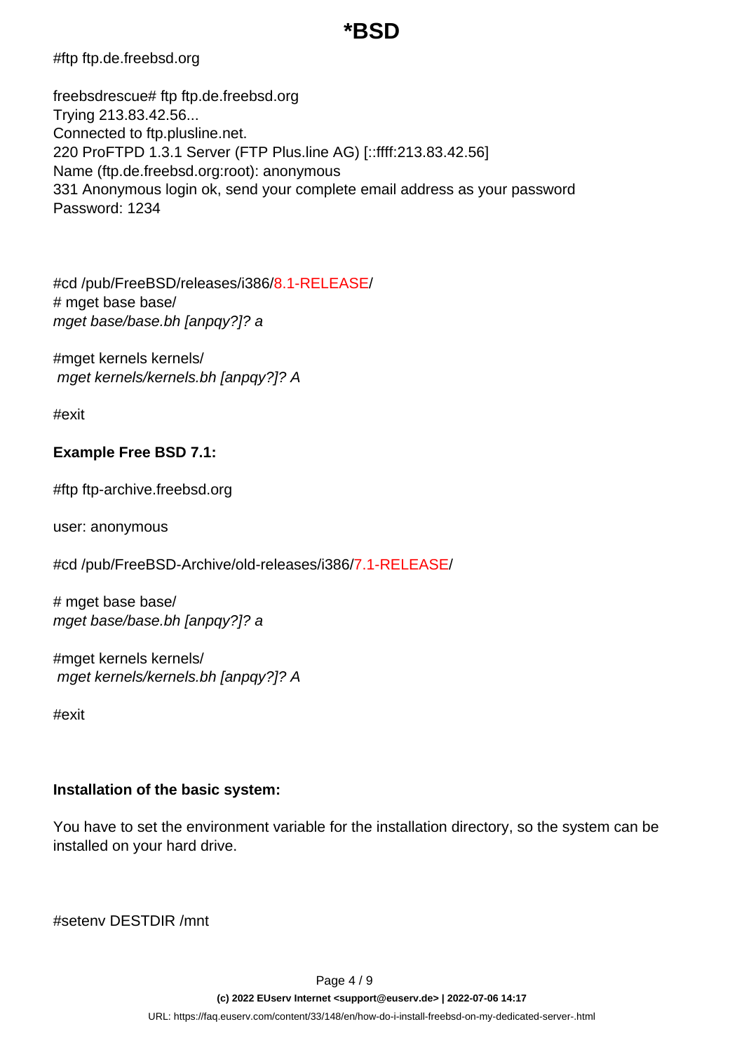#ftp ftp.de.freebsd.org

freebsdrescue# ftp ftp.de.freebsd.org
Trying 213.83.42.56...
Connected to ftp.plusline.net.
220 ProFTPD 1.3.1 Server (FTP Plus.line AG) [::ffff:213.83.42.56]
Name (ftp.de.freebsd.org:root): anonymous
331 Anonymous login ok, send your complete email address as your password
Password: 1234

#cd /pub/FreeBSD/releases/i386/8.1-RELEASE/
# mget base base/
*mget base/base.bh [anpqy?]? a*

#mget kernels kernels/
*mget kernels/kernels.bh [anpqy?]? A*

#exit

**Example Free BSD 7.1:**

#ftp ftp-archive.freebsd.org

user: anonymous

#cd /pub/FreeBSD-Archive/old-releases/i386/7.1-RELEASE/

# mget base base/
*mget base/base.bh [anpqy?]? a*

#mget kernels kernels/
*mget kernels/kernels.bh [anpqy?]? A*

#exit

**Installation of the basic system:**

You have to set the environment variable for the installation directory, so the system can be installed on your hard drive.

#setenv DESTDIR /mnt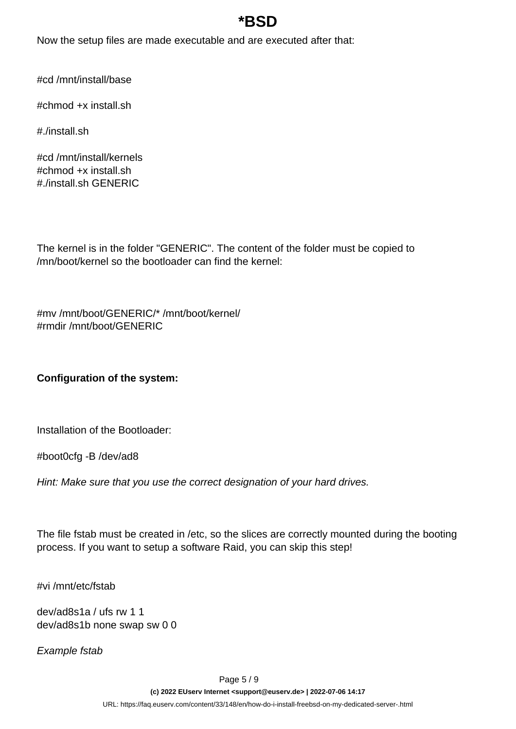Now the setup files are made executable and are executed after that:

```
#cd /mnt/install/base

#chmod +x install.sh

#./install.sh

#cd /mnt/install/kernels
#chmod +x install.sh
#./install.sh GENERIC
```

The kernel is in the folder "GENERIC". The content of the folder must be copied to /mn/boot/kernel so the bootloader can find the kernel:

```
#mv /mnt/boot/GENERIC/* /mnt/boot/kernel/
#rmdir /mnt/boot/GENERIC
```

**Configuration of the system:**

Installation of the Bootloader:

```
#boot0cfg -B /dev/ad8
```

*Hint: Make sure that you use the correct designation of your hard drives.*

The file fstab must be created in /etc, so the slices are correctly mounted during the booting process. If you want to setup a software Raid, you can skip this step!

```
#vi /mnt/etc/fstab

dev/ad8s1a / ufs rw 1 1
dev/ad8s1b none swap sw 0 0
```

*Example fstab*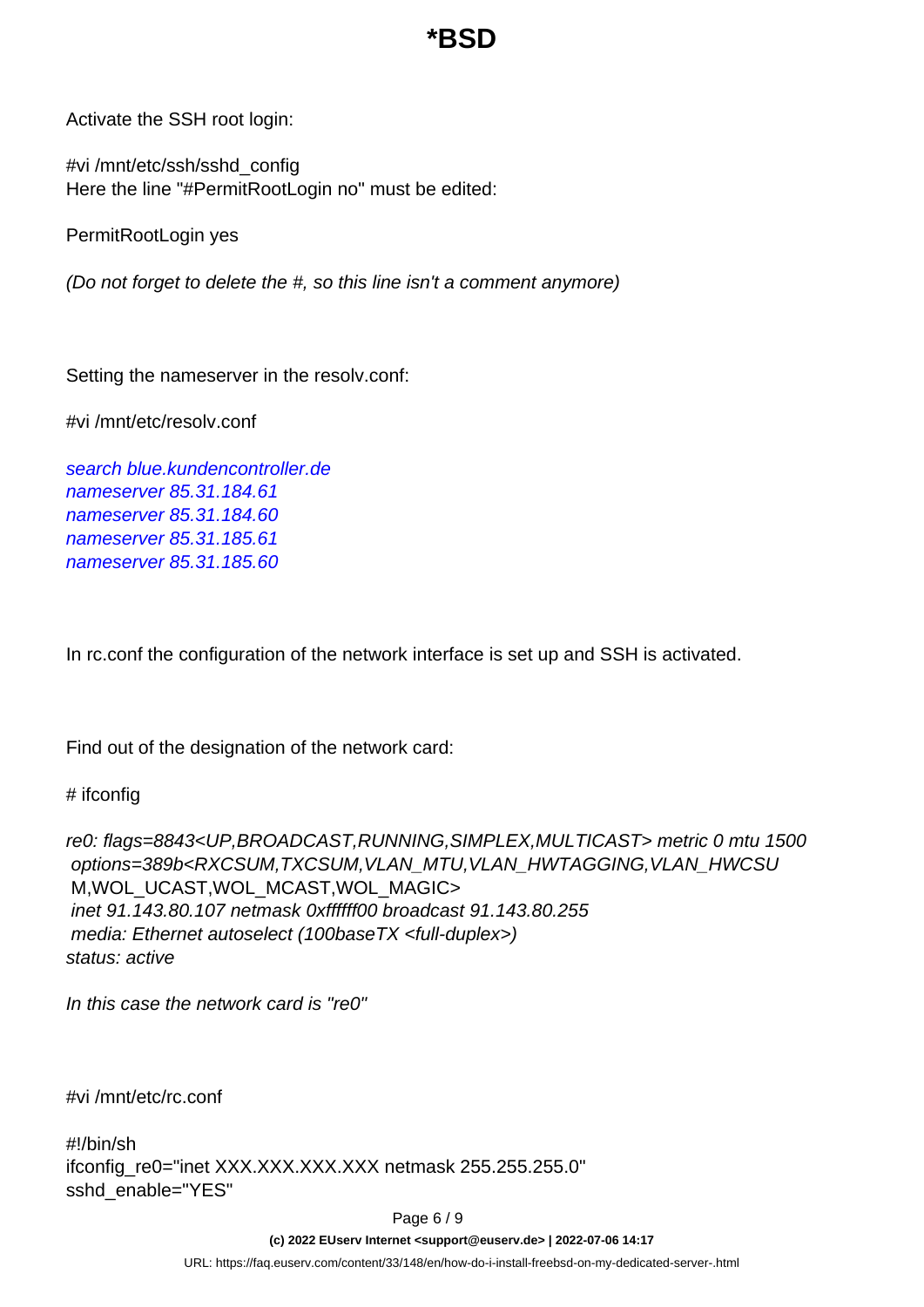Activate the SSH root login:

#vi /mnt/etc/ssh/sshd_config
Here the line "#PermitRootLogin no" must be edited:

PermitRootLogin yes

*(Do not forget to delete the #, so this line isn't a comment anymore)*

Setting the nameserver in the resolv.conf:

#vi /mnt/etc/resolv.conf

```
search blue.kundencontroller.de
nameserver 85.31.184.61
nameserver 85.31.184.60
nameserver 85.31.185.61
nameserver 85.31.185.60
```

In rc.conf the configuration of the network interface is set up and SSH is activated.

Find out of the designation of the network card:

# ifconfig

```
re0: flags=8843<UP,BROADCAST,RUNNING,SIMPLEX,MULTICAST> metric 0 mtu 1500
 options=389b<RXCSUM,TXCSUM,VLAN_MTU,VLAN_HWTAGGING,VLAN_HWCSU
 M,WOL_UCAST,WOL_MCAST,WOL_MAGIC>
 inet 91.143.80.107 netmask 0xffffff00 broadcast 91.143.80.255
 media: Ethernet autoselect (100baseTX <full-duplex>)
status: active
```

*In this case the network card is "re0"*

#vi /mnt/etc/rc.conf

```
#!/bin/sh
ifconfig_re0="inet XXX.XXX.XXX.XXX netmask 255.255.255.0"
sshd_enable="YES"
```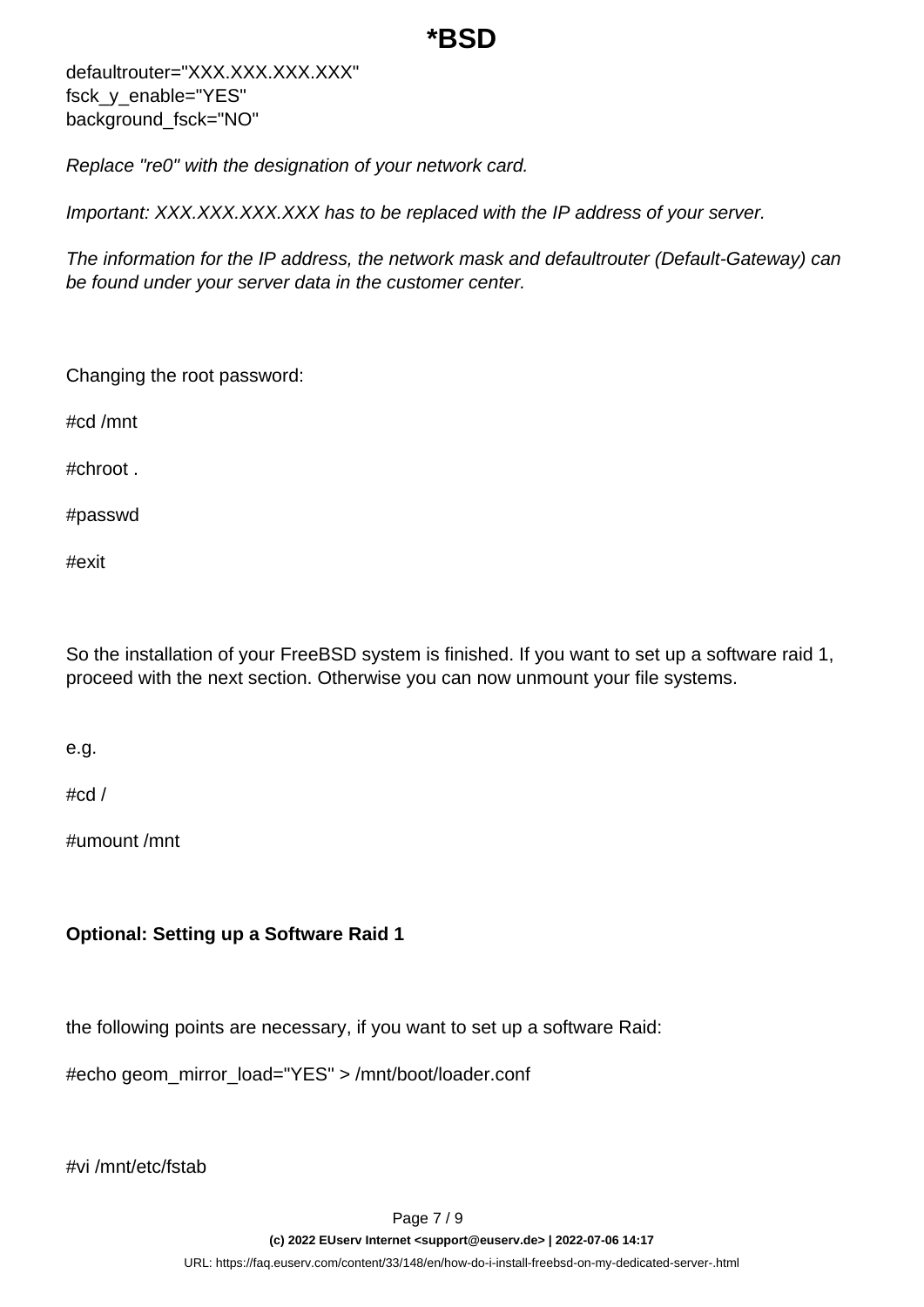defaultrouter="XXX.XXX.XXX.XXX"
fsck_y_enable="YES"
background_fsck="NO"

*Replace "re0" with the designation of your network card.*

*Important: XXX.XXX.XXX.XXX has to be replaced with the IP address of your server.*

*The information for the IP address, the network mask and defaultrouter (Default-Gateway) can be found under your server data in the customer center.*

Changing the root password:

#cd /mnt

#chroot .

#passwd

#exit

So the installation of your FreeBSD system is finished. If you want to set up a software raid 1, proceed with the next section. Otherwise you can now unmount your file systems.

e.g.

#cd /

#umount /mnt

**Optional: Setting up a Software Raid 1**

the following points are necessary, if you want to set up a software Raid:

#echo geom_mirror_load="YES" > /mnt/boot/loader.conf

#vi /mnt/etc/fstab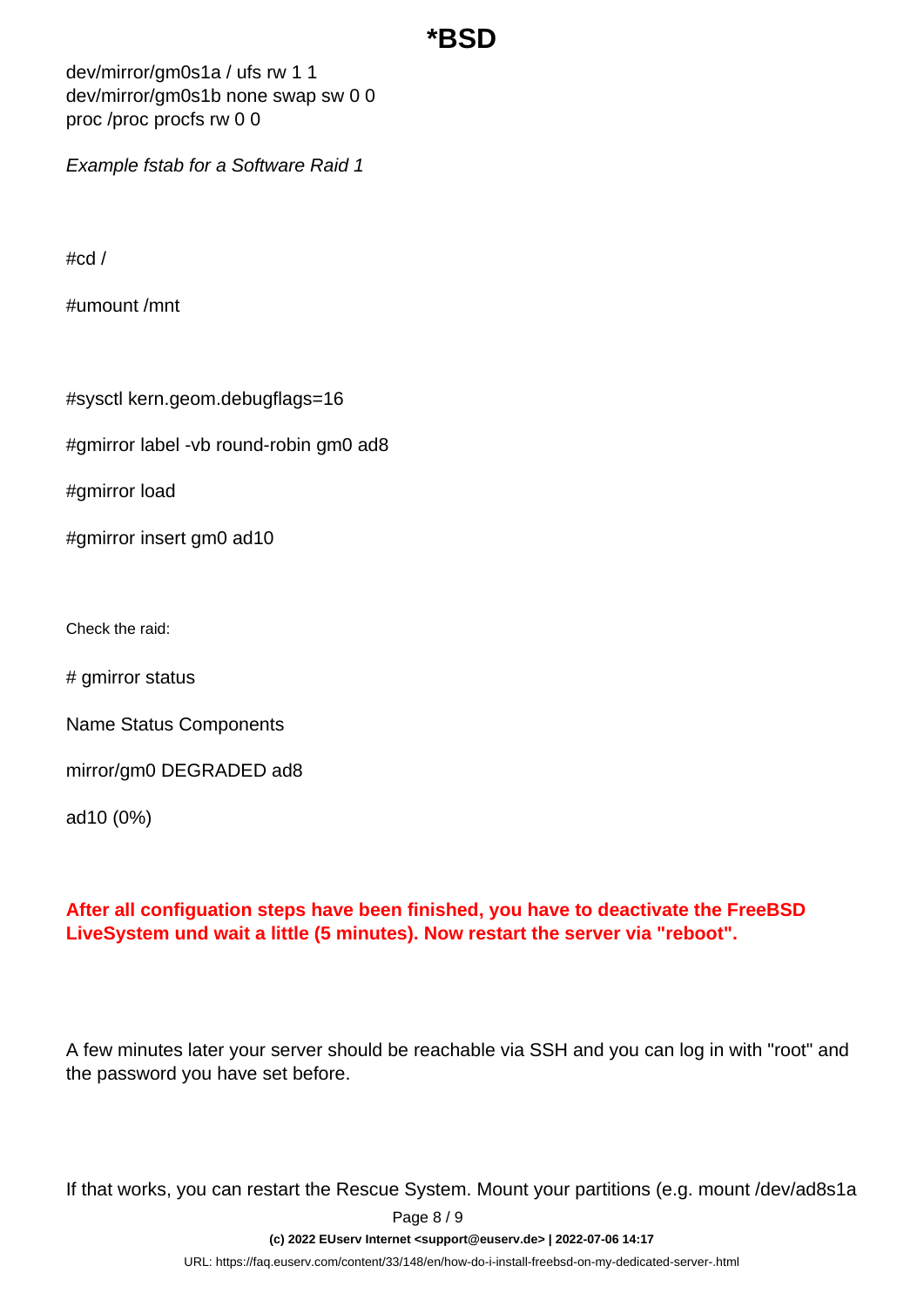dev/mirror/gm0s1a / ufs rw 1 1
dev/mirror/gm0s1b none swap sw 0 0
proc /proc procfs rw 0 0

*Example fstab for a Software Raid 1*

#cd /

#umount /mnt

#sysctl kern.geom.debugflags=16

#gmirror label -vb round-robin gm0 ad8

#gmirror load

#gmirror insert gm0 ad10

Check the raid:

# gmirror status

Name Status Components

mirror/gm0 DEGRADED ad8

ad10 (0%)

**After all configuation steps have been finished, you have to deactivate the FreeBSD LiveSystem und wait a little (5 minutes). Now restart the server via "reboot".**

A few minutes later your server should be reachable via SSH and you can log in with "root" and the password you have set before.

If that works, you can restart the Rescue System. Mount your partitions (e.g. mount /dev/ad8s1a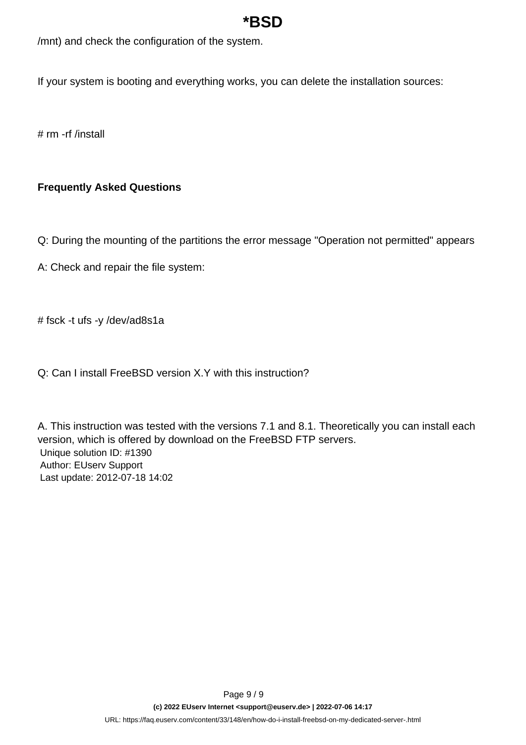/mnt) and check the configuration of the system.

If your system is booting and everything works, you can delete the installation sources:

```
# rm -rf /install
```

**Frequently Asked Questions**

Q: During the mounting of the partitions the error message "Operation not permitted" appears

A: Check and repair the file system:

```
# fsck -t ufs -y /dev/ad8s1a
```

Q: Can I install FreeBSD version X.Y with this instruction?

A. This instruction was tested with the versions 7.1 and 8.1. Theoretically you can install each version, which is offered by download on the FreeBSD FTP servers.

Unique solution ID: #1390
Author: EUserv Support
Last update: 2012-07-18 14:02